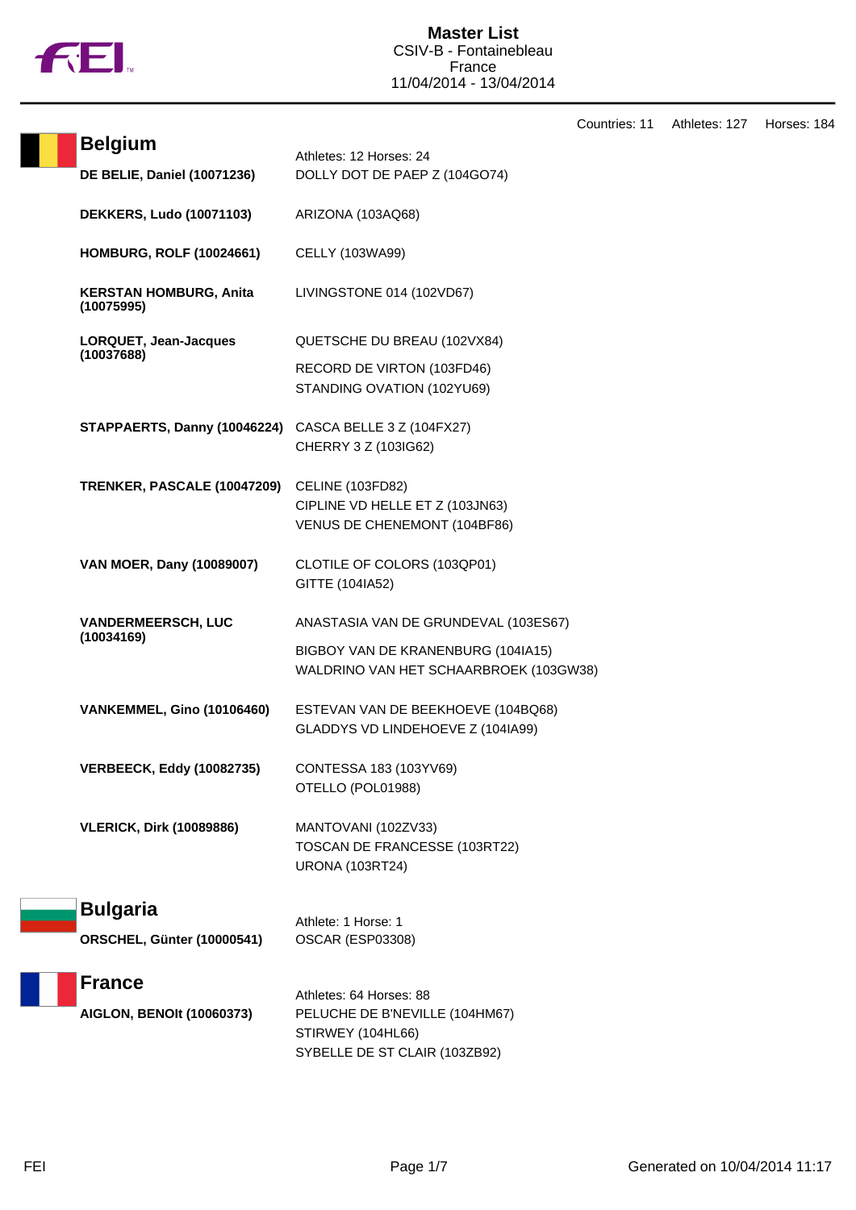# Master List
CSIV-B - Fontainebleau
France
11/04/2014 - 13/04/2014

Countries: 11 Athletes: 127 Horses: 184

## Belgium

Athletes: 12 Horses: 24

| Athlete | Horses |
|---|---|
| **DE BELIE, Daniel (10071236)** | DOLLY DOT DE PAEP Z (104GO74) |
| **DEKKERS, Ludo (10071103)** | ARIZONA (103AQ68) |
| **HOMBURG, ROLF (10024661)** | CELLY (103WA99) |
| **KERSTAN HOMBURG, Anita (10075995)** | LIVINGSTONE 014 (102VD67) |
| **LORQUET, Jean-Jacques (10037688)** | QUETSCHE DU BREAU (102VX84)<br>RECORD DE VIRTON (103FD46)<br>STANDING OVATION (102YU69) |
| **STAPPAERTS, Danny (10046224)** | CASCA BELLE 3 Z (104FX27)<br>CHERRY 3 Z (103IG62) |
| **TRENKER, PASCALE (10047209)** | CELINE (103FD82)<br>CIPLINE VD HELLE ET Z (103JN63)<br>VENUS DE CHENEMONT (104BF86) |
| **VAN MOER, Dany (10089007)** | CLOTILE OF COLORS (103QP01)<br>GITTE (104IA52) |
| **VANDERMEERSCH, LUC (10034169)** | ANASTASIA VAN DE GRUNDEVAL (103ES67)<br>BIGBOY VAN DE KRANENBURG (104IA15)<br>WALDRINO VAN HET SCHAARBROEK (103GW38) |
| **VANKEMMEL, Gino (10106460)** | ESTEVAN VAN DE BEEKHOEVE (104BQ68)<br>GLADDYS VD LINDEHOEVE Z (104IA99) |
| **VERBEECK, Eddy (10082735)** | CONTESSA 183 (103YV69)<br>OTELLO (POL01988) |
| **VLERICK, Dirk (10089886)** | MANTOVANI (102ZV33)<br>TOSCAN DE FRANCESSE (103RT22)<br>URONA (103RT24) |

## Bulgaria

Athlete: 1 Horse: 1

| Athlete | Horses |
|---|---|
| **ORSCHEL, Günter (10000541)** | OSCAR (ESP03308) |

## France

Athletes: 64 Horses: 88

| Athlete | Horses |
|---|---|
| **AIGLON, BENOIt (10060373)** | PELUCHE DE B'NEVILLE (104HM67)<br>STIRWEY (104HL66)<br>SYBELLE DE ST CLAIR (103ZB92) |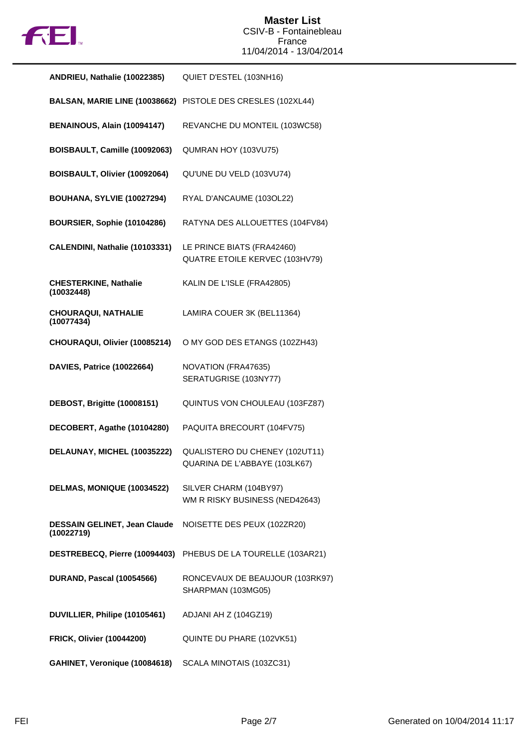# Master List

CSIV-B - Fontainebleau
France
11/04/2014 - 13/04/2014

| Rider | Horse |
|---|---|
| **ANDRIEU, Nathalie (10022385)** | QUIET D'ESTEL (103NH16) |
| **BALSAN, MARIE LINE (10038662)** | PISTOLE DES CRESLES (102XL44) |
| **BENAINOUS, Alain (10094147)** | REVANCHE DU MONTEIL (103WC58) |
| **BOISBAULT, Camille (10092063)** | QUMRAN HOY (103VU75) |
| **BOISBAULT, Olivier (10092064)** | QU'UNE DU VELD (103VU74) |
| **BOUHANA, SYLVIE (10027294)** | RYAL D'ANCAUME (103OL22) |
| **BOURSIER, Sophie (10104286)** | RATYNA DES ALLOUETTES (104FV84) |
| **CALENDINI, Nathalie (10103331)** | LE PRINCE BIATS (FRA42460)<br>QUATRE ETOILE KERVEC (103HV79) |
| **CHESTERKINE, Nathalie (10032448)** | KALIN DE L'ISLE (FRA42805) |
| **CHOURAQUI, NATHALIE (10077434)** | LAMIRA COUER 3K (BEL11364) |
| **CHOURAQUI, Olivier (10085214)** | O MY GOD DES ETANGS (102ZH43) |
| **DAVIES, Patrice (10022664)** | NOVATION (FRA47635)<br>SERATUGRISE (103NY77) |
| **DEBOST, Brigitte (10008151)** | QUINTUS VON CHOULEAU (103FZ87) |
| **DECOBERT, Agathe (10104280)** | PAQUITA BRECOURT (104FV75) |
| **DELAUNAY, MICHEL (10035222)** | QUALISTERO DU CHENEY (102UT11)<br>QUARINA DE L'ABBAYE (103LK67) |
| **DELMAS, MONIQUE (10034522)** | SILVER CHARM (104BY97)<br>WM R RISKY BUSINESS (NED42643) |
| **DESSAIN GELINET, Jean Claude (10022719)** | NOISETTE DES PEUX (102ZR20) |
| **DESTREBECQ, Pierre (10094403)** | PHEBUS DE LA TOURELLE (103AR21) |
| **DURAND, Pascal (10054566)** | RONCEVAUX DE BEAUJOUR (103RK97)<br>SHARPMAN (103MG05) |
| **DUVILLIER, Philipe (10105461)** | ADJANI AH Z (104GZ19) |
| **FRICK, Olivier (10044200)** | QUINTE DU PHARE (102VK51) |
| **GAHINET, Veronique (10084618)** | SCALA MINOTAIS (103ZC31) |

Generated on 10/04/2014 11:17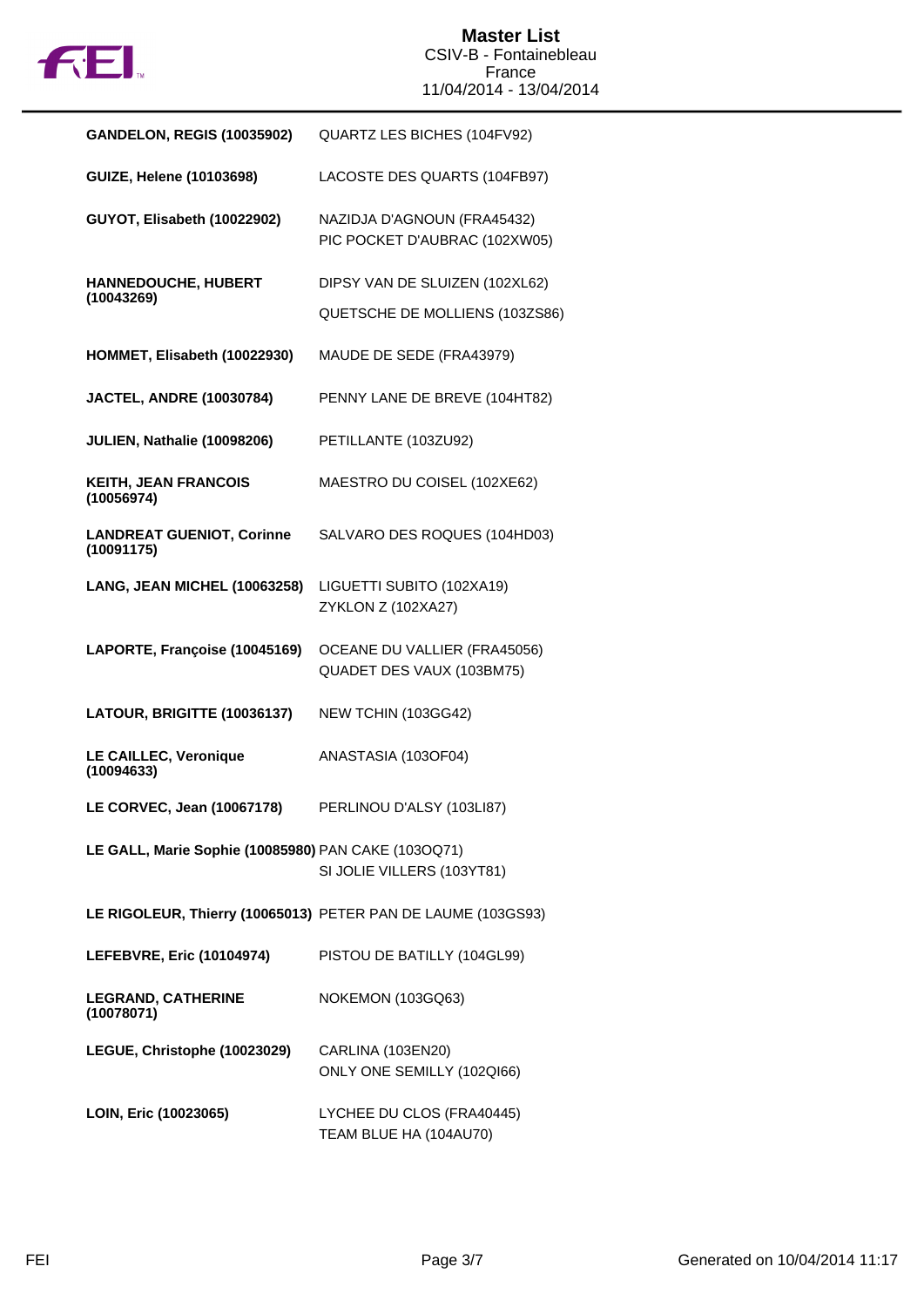# Master List

CSIV-B - Fontainebleau
France
11/04/2014 - 13/04/2014

| Rider | Horse |
|---|---|
| **GANDELON, REGIS (10035902)** | QUARTZ LES BICHES (104FV92) |
| **GUIZE, Helene (10103698)** | LACOSTE DES QUARTS (104FB97) |
| **GUYOT, Elisabeth (10022902)** | NAZIDJA D'AGNOUN (FRA45432)<br>PIC POCKET D'AUBRAC (102XW05) |
| **HANNEDOUCHE, HUBERT (10043269)** | DIPSY VAN DE SLUIZEN (102XL62)<br>QUETSCHE DE MOLLIENS (103ZS86) |
| **HOMMET, Elisabeth (10022930)** | MAUDE DE SEDE (FRA43979) |
| **JACTEL, ANDRE (10030784)** | PENNY LANE DE BREVE (104HT82) |
| **JULIEN, Nathalie (10098206)** | PETILLANTE (103ZU92) |
| **KEITH, JEAN FRANCOIS (10056974)** | MAESTRO DU COISEL (102XE62) |
| **LANDREAT GUENIOT, Corinne (10091175)** | SALVARO DES ROQUES (104HD03) |
| **LANG, JEAN MICHEL (10063258)** | LIGUETTI SUBITO (102XA19)<br>ZYKLON Z (102XA27) |
| **LAPORTE, Françoise (10045169)** | OCEANE DU VALLIER (FRA45056)<br>QUADET DES VAUX (103BM75) |
| **LATOUR, BRIGITTE (10036137)** | NEW TCHIN (103GG42) |
| **LE CAILLEC, Veronique (10094633)** | ANASTASIA (103OF04) |
| **LE CORVEC, Jean (10067178)** | PERLINOU D'ALSY (103LI87) |
| **LE GALL, Marie Sophie (10085980)** | PAN CAKE (103OQ71)<br>SI JOLIE VILLERS (103YT81) |
| **LE RIGOLEUR, Thierry (10065013)** | PETER PAN DE LAUME (103GS93) |
| **LEFEBVRE, Eric (10104974)** | PISTOU DE BATILLY (104GL99) |
| **LEGRAND, CATHERINE (10078071)** | NOKEMON (103GQ63) |
| **LEGUE, Christophe (10023029)** | CARLINA (103EN20)<br>ONLY ONE SEMILLY (102QI66) |
| **LOIN, Eric (10023065)** | LYCHEE DU CLOS (FRA40445)<br>TEAM BLUE HA (104AU70) |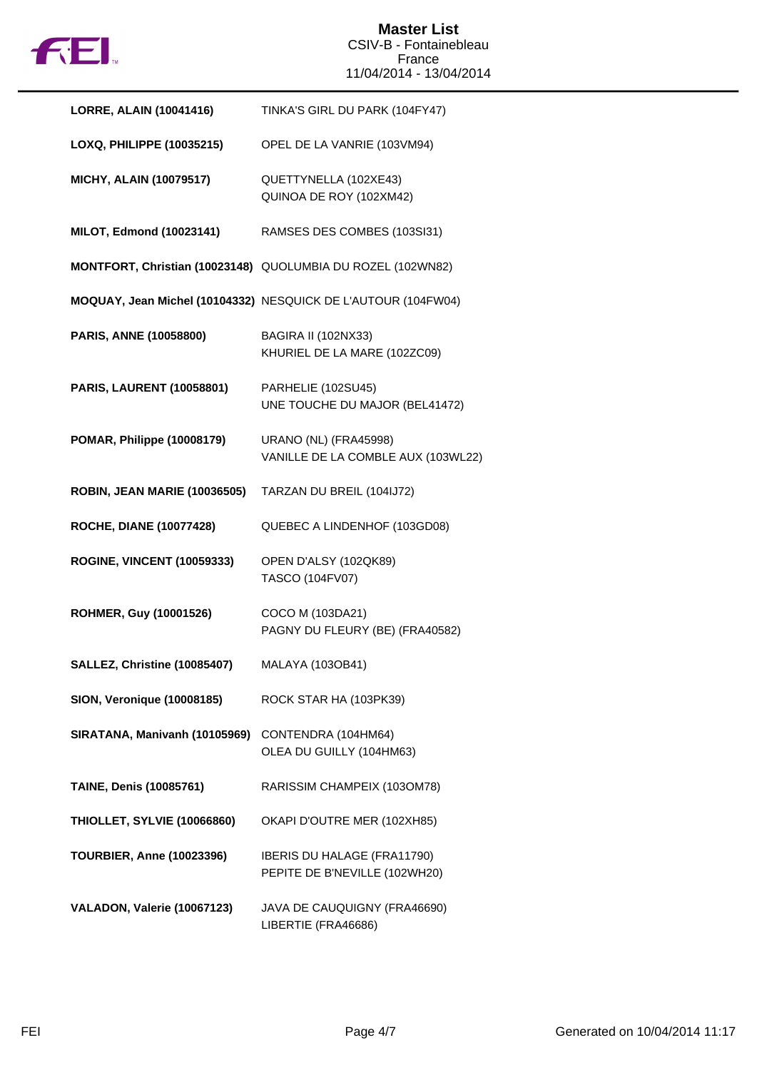**Master List**
CSIV-B - Fontainebleau
France
11/04/2014 - 13/04/2014

| | |
|---|---|
| **LORRE, ALAIN (10041416)** | TINKA'S GIRL DU PARK (104FY47) |
| **LOXQ, PHILIPPE (10035215)** | OPEL DE LA VANRIE (103VM94) |
| **MICHY, ALAIN (10079517)** | QUETTYNELLA (102XE43)<br>QUINOA DE ROY (102XM42) |
| **MILOT, Edmond (10023141)** | RAMSES DES COMBES (103SI31) |
| **MONTFORT, Christian (10023148)** | QUOLUMBIA DU ROZEL (102WN82) |
| **MOQUAY, Jean Michel (10104332)** | NESQUICK DE L'AUTOUR (104FW04) |
| **PARIS, ANNE (10058800)** | BAGIRA II (102NX33)<br>KHURIEL DE LA MARE (102ZC09) |
| **PARIS, LAURENT (10058801)** | PARHELIE (102SU45)<br>UNE TOUCHE DU MAJOR (BEL41472) |
| **POMAR, Philippe (10008179)** | URANO (NL) (FRA45998)<br>VANILLE DE LA COMBLE AUX (103WL22) |
| **ROBIN, JEAN MARIE (10036505)** | TARZAN DU BREIL (104IJ72) |
| **ROCHE, DIANE (10077428)** | QUEBEC A LINDENHOF (103GD08) |
| **ROGINE, VINCENT (10059333)** | OPEN D'ALSY (102QK89)<br>TASCO (104FV07) |
| **ROHMER, Guy (10001526)** | COCO M (103DA21)<br>PAGNY DU FLEURY (BE) (FRA40582) |
| **SALLEZ, Christine (10085407)** | MALAYA (103OB41) |
| **SION, Veronique (10008185)** | ROCK STAR HA (103PK39) |
| **SIRATANA, Manivanh (10105969)** | CONTENDRA (104HM64)<br>OLEA DU GUILLY (104HM63) |
| **TAINE, Denis (10085761)** | RARISSIM CHAMPEIX (103OM78) |
| **THIOLLET, SYLVIE (10066860)** | OKAPI D'OUTRE MER (102XH85) |
| **TOURBIER, Anne (10023396)** | IBERIS DU HALAGE (FRA11790)<br>PEPITE DE B'NEVILLE (102WH20) |
| **VALADON, Valerie (10067123)** | JAVA DE CAUQUIGNY (FRA46690)<br>LIBERTIE (FRA46686) |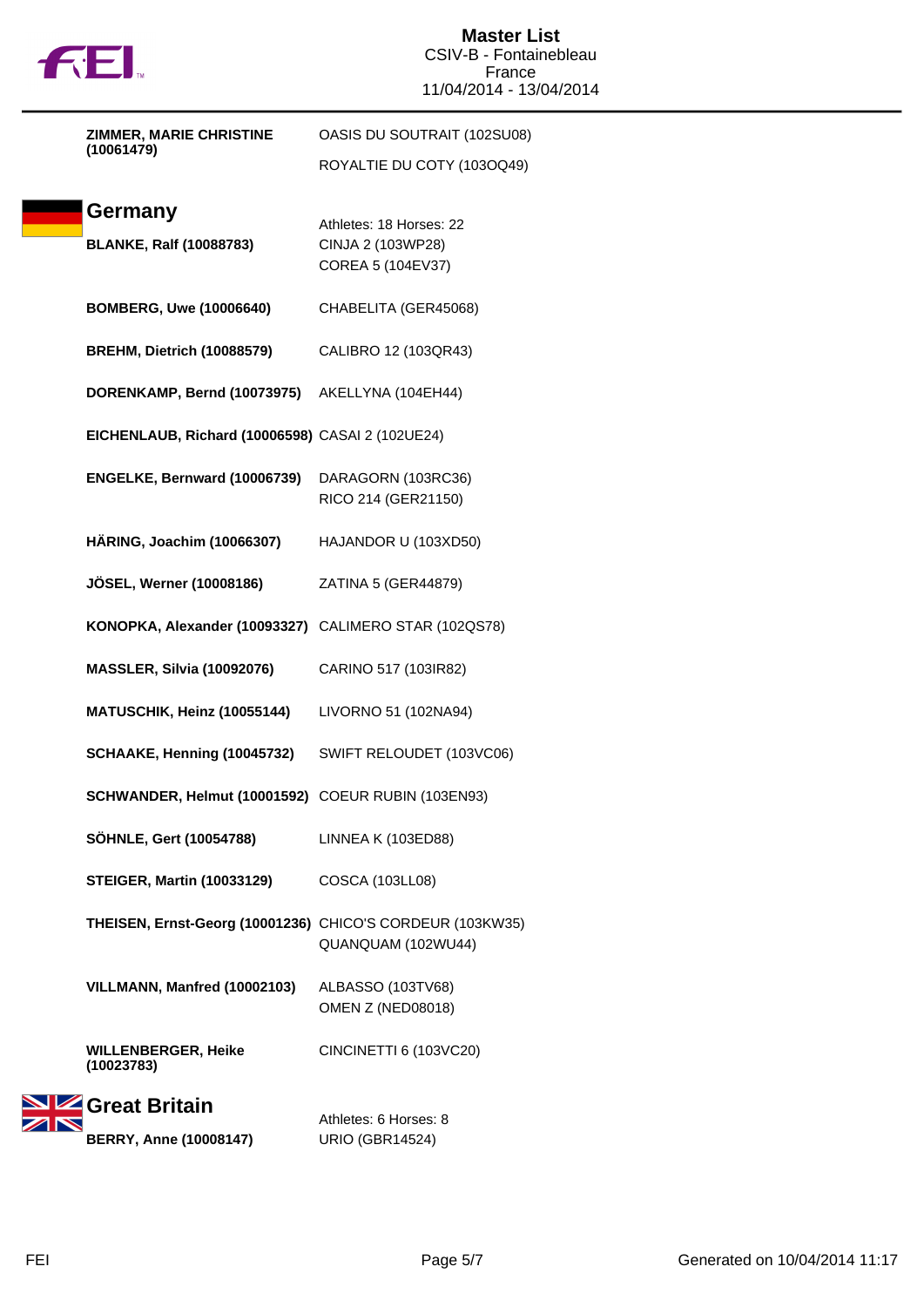# Master List
CSIV-B - Fontainebleau
France
11/04/2014 - 13/04/2014

**ZIMMER, MARIE CHRISTINE (10061479)**
OASIS DU SOUTRAIT (102SU08)
ROYALTIE DU COTY (103OQ49)

## Germany

Athletes: 18 Horses: 22

| Athlete | Horses |
| --- | --- |
| **BLANKE, Ralf (10088783)** | CINJA 2 (103WP28)<br>COREA 5 (104EV37) |
| **BOMBERG, Uwe (10006640)** | CHABELITA (GER45068) |
| **BREHM, Dietrich (10088579)** | CALIBRO 12 (103QR43) |
| **DORENKAMP, Bernd (10073975)** | AKELLYNA (104EH44) |
| **EICHENLAUB, Richard (10006598)** | CASAI 2 (102UE24) |
| **ENGELKE, Bernward (10006739)** | DARAGORN (103RC36)<br>RICO 214 (GER21150) |
| **HÄRING, Joachim (10066307)** | HAJANDOR U (103XD50) |
| **JÖSEL, Werner (10008186)** | ZATINA 5 (GER44879) |
| **KONOPKA, Alexander (10093327)** | CALIMERO STAR (102QS78) |
| **MASSLER, Silvia (10092076)** | CARINO 517 (103IR82) |
| **MATUSCHIK, Heinz (10055144)** | LIVORNO 51 (102NA94) |
| **SCHAAKE, Henning (10045732)** | SWIFT RELOUDET (103VC06) |
| **SCHWANDER, Helmut (10001592)** | COEUR RUBIN (103EN93) |
| **SÖHNLE, Gert (10054788)** | LINNEA K (103ED88) |
| **STEIGER, Martin (10033129)** | COSCA (103LL08) |
| **THEISEN, Ernst-Georg (10001236)** | CHICO'S CORDEUR (103KW35)<br>QUANQUAM (102WU44) |
| **VILLMANN, Manfred (10002103)** | ALBASSO (103TV68)<br>OMEN Z (NED08018) |
| **WILLENBERGER, Heike (10023783)** | CINCINETTI 6 (103VC20) |

## Great Britain

Athletes: 6 Horses: 8

| Athlete | Horses |
| --- | --- |
| **BERRY, Anne (10008147)** | URIO (GBR14524) |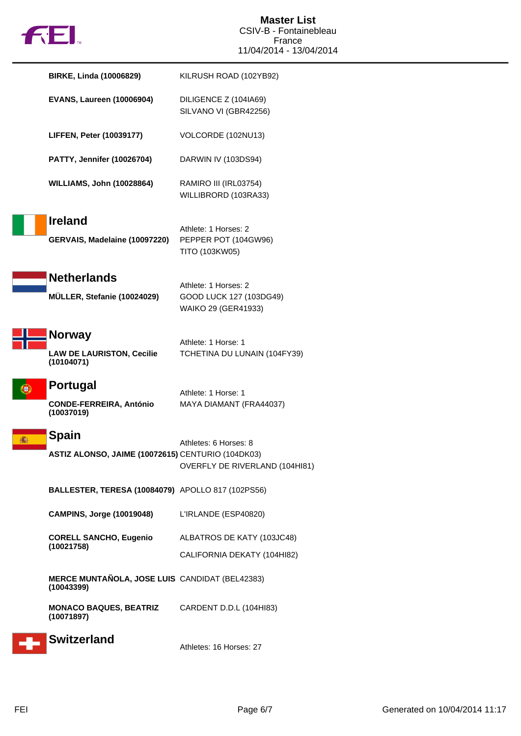| | |
|---|---|
| **BIRKE, Linda (10006829)** | KILRUSH ROAD (102YB92) |
| **EVANS, Laureen (10006904)** | DILIGENCE Z (104IA69)<br>SILVANO VI (GBR42256) |
| **LIFFEN, Peter (10039177)** | VOLCORDE (102NU13) |
| **PATTY, Jennifer (10026704)** | DARWIN IV (103DS94) |
| **WILLIAMS, John (10028864)** | RAMIRO III (IRL03754)<br>WILLIBRORD (103RA33) |

## Ireland

Athlete: 1 Horses: 2

| | |
|---|---|
| **GERVAIS, Madelaine (10097220)** | PEPPER POT (104GW96)<br>TITO (103KW05) |

## Netherlands

Athlete: 1 Horses: 2

| | |
|---|---|
| **MÜLLER, Stefanie (10024029)** | GOOD LUCK 127 (103DG49)<br>WAIKO 29 (GER41933) |

## Norway

Athlete: 1 Horse: 1

| | |
|---|---|
| **LAW DE LAURISTON, Cecilie (10104071)** | TCHETINA DU LUNAIN (104FY39) |

## Portugal

Athlete: 1 Horse: 1

| | |
|---|---|
| **CONDE-FERREIRA, António (10037019)** | MAYA DIAMANT (FRA44037) |

## Spain

Athletes: 6 Horses: 8

| | |
|---|---|
| **ASTIZ ALONSO, JAIME (10072615)** | CENTURIO (104DK03)<br>OVERFLY DE RIVERLAND (104HI81) |
| **BALLESTER, TERESA (10084079)** | APOLLO 817 (102PS56) |
| **CAMPINS, Jorge (10019048)** | L'IRLANDE (ESP40820) |
| **CORELL SANCHO, Eugenio (10021758)** | ALBATROS DE KATY (103JC48)<br>CALIFORNIA DEKATY (104HI82) |
| **MERCE MUNTAÑOLA, JOSE LUIS (10043399)** | CANDIDAT (BEL42383) |
| **MONACO BAQUES, BEATRIZ (10071897)** | CARDENT D.D.L (104HI83) |

## Switzerland

Athletes: 16 Horses: 27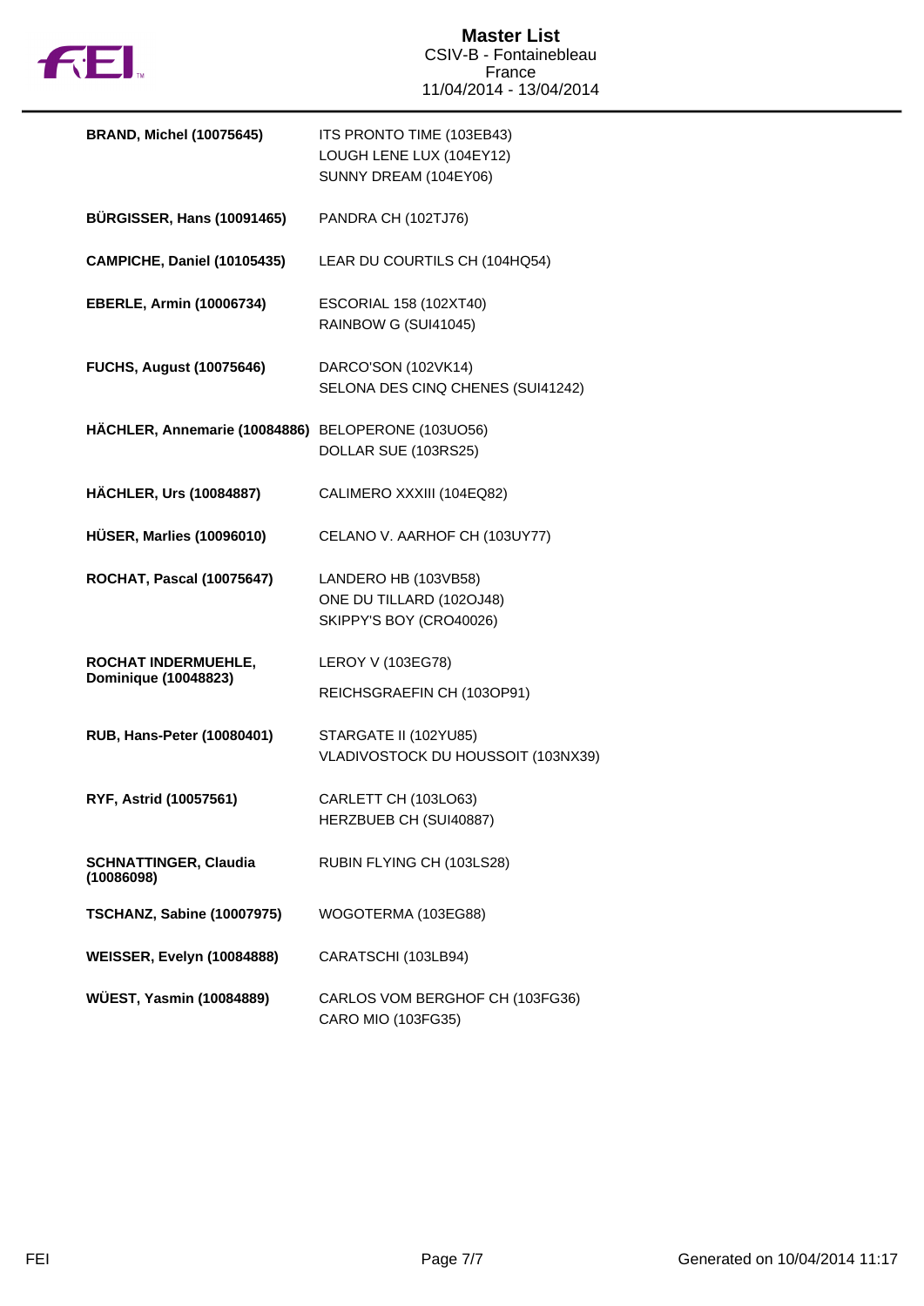| | |
|---|---|
| **BRAND, Michel (10075645)** | ITS PRONTO TIME (103EB43)<br>LOUGH LENE LUX (104EY12)<br>SUNNY DREAM (104EY06) |
| **BÜRGISSER, Hans (10091465)** | PANDRA CH (102TJ76) |
| **CAMPICHE, Daniel (10105435)** | LEAR DU COURTILS CH (104HQ54) |
| **EBERLE, Armin (10006734)** | ESCORIAL 158 (102XT40)<br>RAINBOW G (SUI41045) |
| **FUCHS, August (10075646)** | DARCO'SON (102VK14)<br>SELONA DES CINQ CHENES (SUI41242) |
| **HÄCHLER, Annemarie (10084886)** | BELOPERONE (103UO56)<br>DOLLAR SUE (103RS25) |
| **HÄCHLER, Urs (10084887)** | CALIMERO XXXIII (104EQ82) |
| **HÜSER, Marlies (10096010)** | CELANO V. AARHOF CH (103UY77) |
| **ROCHAT, Pascal (10075647)** | LANDERO HB (103VB58)<br>ONE DU TILLARD (102OJ48)<br>SKIPPY'S BOY (CRO40026) |
| **ROCHAT INDERMUEHLE, Dominique (10048823)** | LEROY V (103EG78)<br>REICHSGRAEFIN CH (103OP91) |
| **RUB, Hans-Peter (10080401)** | STARGATE II (102YU85)<br>VLADIVOSTOCK DU HOUSSOIT (103NX39) |
| **RYF, Astrid (10057561)** | CARLETT CH (103LO63)<br>HERZBUEB CH (SUI40887) |
| **SCHNATTINGER, Claudia (10086098)** | RUBIN FLYING CH (103LS28) |
| **TSCHANZ, Sabine (10007975)** | WOGOTERMA (103EG88) |
| **WEISSER, Evelyn (10084888)** | CARATSCHI (103LB94) |
| **WÜEST, Yasmin (10084889)** | CARLOS VOM BERGHOF CH (103FG36)<br>CARO MIO (103FG35) |